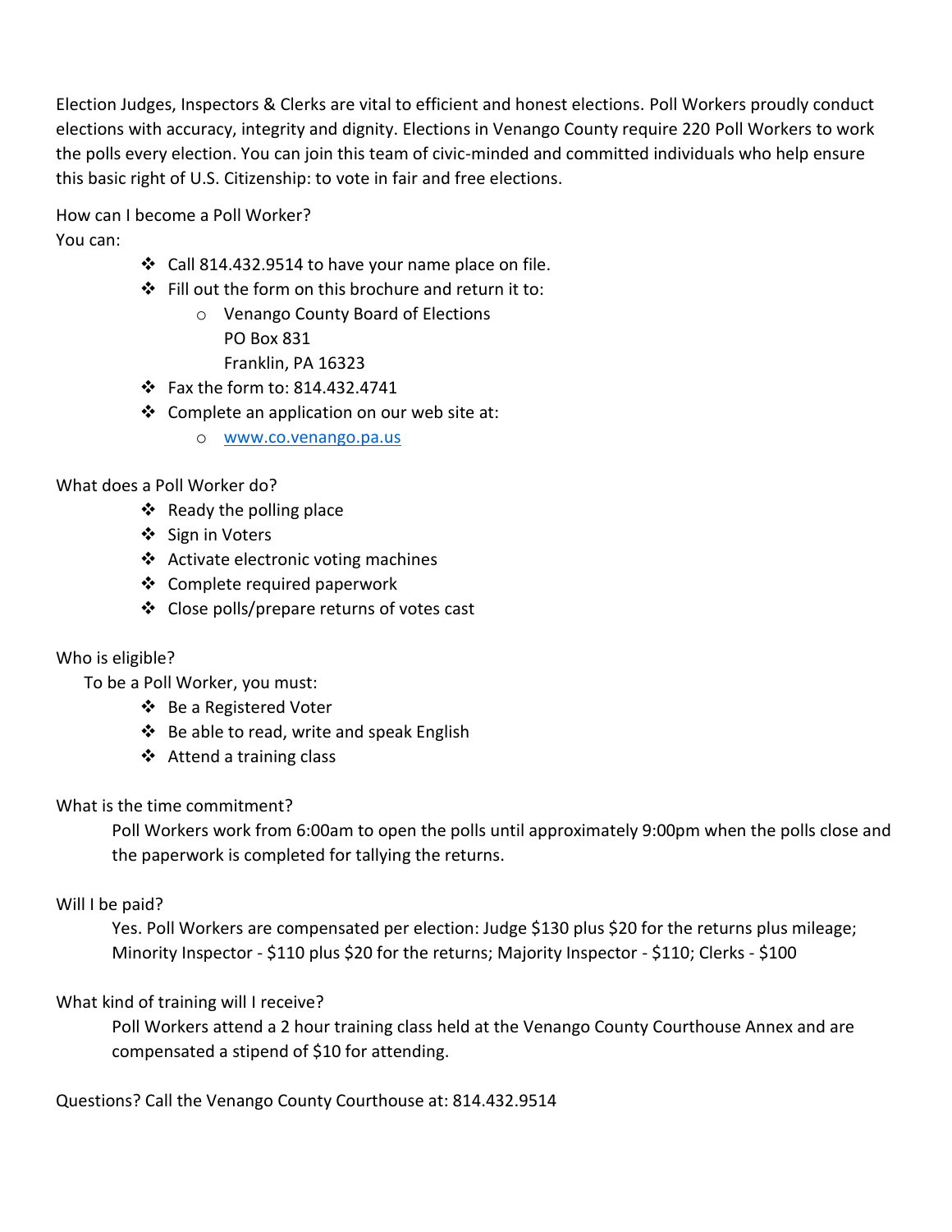Election Judges, Inspectors & Clerks are vital to efficient and honest elections. Poll Workers proudly conduct elections with accuracy, integrity and dignity. Elections in Venango County require 220 Poll Workers to work the polls every election. You can join this team of civic-minded and committed individuals who help ensure this basic right of U.S. Citizenship: to vote in fair and free elections.

How can I become a Poll Worker?

You can:

- Call 814.432.9514 to have your name place on file.
- Fill out the form on this brochure and return it to:
    - Venango County Board of Elections
      PO Box 831
      Franklin, PA 16323
- Fax the form to: 814.432.4741
- Complete an application on our web site at:
    - www.co.venango.pa.us

What does a Poll Worker do?

- Ready the polling place
- Sign in Voters
- Activate electronic voting machines
- Complete required paperwork
- Close polls/prepare returns of votes cast

Who is eligible?

To be a Poll Worker, you must:

- Be a Registered Voter
- Be able to read, write and speak English
- Attend a training class

What is the time commitment?

Poll Workers work from 6:00am to open the polls until approximately 9:00pm when the polls close and the paperwork is completed for tallying the returns.

Will I be paid?

Yes. Poll Workers are compensated per election: Judge $130 plus $20 for the returns plus mileage; Minority Inspector - $110 plus $20 for the returns; Majority Inspector - $110; Clerks - $100

What kind of training will I receive?

Poll Workers attend a 2 hour training class held at the Venango County Courthouse Annex and are compensated a stipend of $10 for attending.

Questions? Call the Venango County Courthouse at: 814.432.9514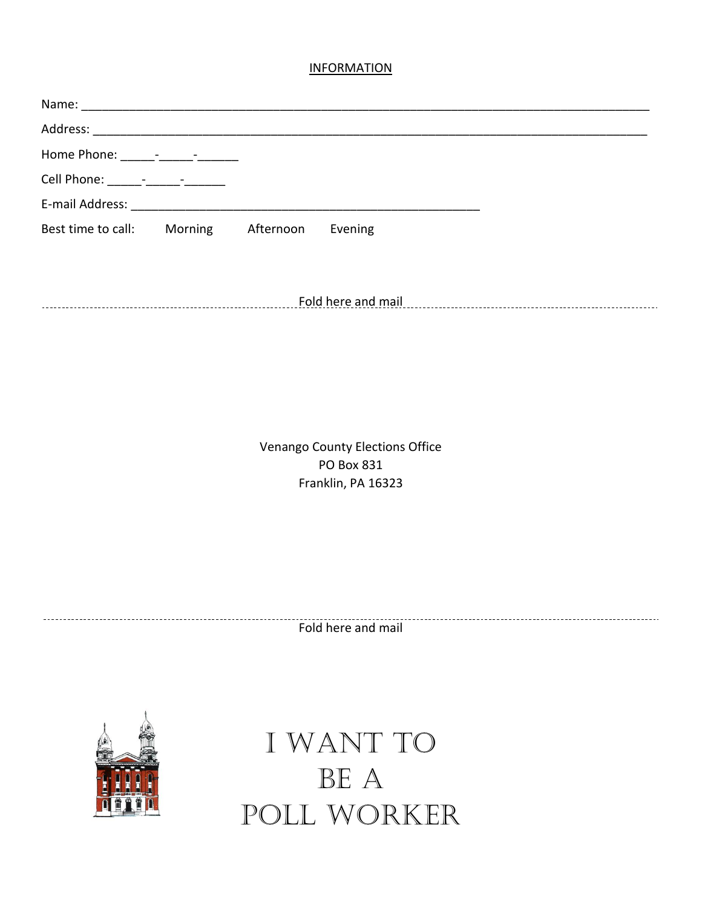INFORMATION

Name: ________________________________________________________________________________________

Address: ______________________________________________________________________________________

Home Phone: _____-_____-______

Cell Phone: _____-_____-______

E-mail Address: ______________________________________________________

Best time to call: Morning Afternoon Evening

Fold here and mail

Venango County Elections Office
PO Box 831
Franklin, PA 16323

Fold here and mail

# I WANT TO BE A POLL WORKER